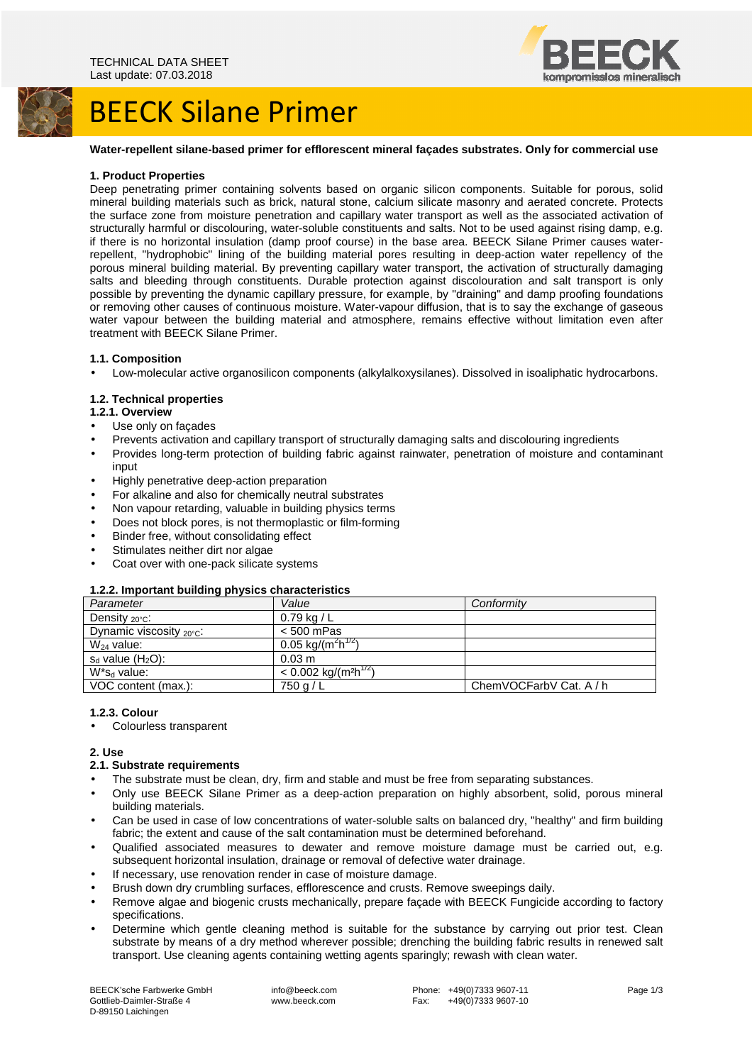TECHNICAL DATA SHEET
Last update: 07.03.2018

# BEECK Silane Primer

**Water-repellent silane-based primer for efflorescent mineral façades substrates. Only for commercial use**

## 1. Product Properties

Deep penetrating primer containing solvents based on organic silicon components. Suitable for porous, solid mineral building materials such as brick, natural stone, calcium silicate masonry and aerated concrete. Protects the surface zone from moisture penetration and capillary water transport as well as the associated activation of structurally harmful or discolouring, water-soluble constituents and salts. Not to be used against rising damp, e.g. if there is no horizontal insulation (damp proof course) in the base area. BEECK Silane Primer causes water-repellent, "hydrophobic" lining of the building material pores resulting in deep-action water repellency of the porous mineral building material. By preventing capillary water transport, the activation of structurally damaging salts and bleeding through constituents. Durable protection against discolouration and salt transport is only possible by preventing the dynamic capillary pressure, for example, by "draining" and damp proofing foundations or removing other causes of continuous moisture. Water-vapour diffusion, that is to say the exchange of gaseous water vapour between the building material and atmosphere, remains effective without limitation even after treatment with BEECK Silane Primer.

### 1.1. Composition

- Low-molecular active organosilicon components (alkylalkoxysilanes). Dissolved in isoaliphatic hydrocarbons.

### 1.2. Technical properties

#### 1.2.1. Overview

- Use only on façades
- Prevents activation and capillary transport of structurally damaging salts and discolouring ingredients
- Provides long-term protection of building fabric against rainwater, penetration of moisture and contaminant input
- Highly penetrative deep-action preparation
- For alkaline and also for chemically neutral substrates
- Non vapour retarding, valuable in building physics terms
- Does not block pores, is not thermoplastic or film-forming
- Binder free, without consolidating effect
- Stimulates neither dirt nor algae
- Coat over with one-pack silicate systems

#### 1.2.2. Important building physics characteristics

| *Parameter* | *Value* | *Conformity* |
|---|---|---|
| Density $_{20°C}$: | 0.79 kg / L | |
| Dynamic viscosity $_{20°C}$: | < 500 mPas | |
| $W_{24}$ value: | 0.05 kg/(m$^2$h$^{1/2}$) | |
| $s_d$ value ($H_2O$): | 0.03 m | |
| $W^*s_d$ value: | < 0.002 kg/(m$^2$h$^{1/2}$) | |
| VOC content (max.): | 750 g / L | ChemVOCFarbV Cat. A / h |

#### 1.2.3. Colour

- Colourless transparent

## 2. Use

### 2.1. Substrate requirements

- The substrate must be clean, dry, firm and stable and must be free from separating substances.
- Only use BEECK Silane Primer as a deep-action preparation on highly absorbent, solid, porous mineral building materials.
- Can be used in case of low concentrations of water-soluble salts on balanced dry, "healthy" and firm building fabric; the extent and cause of the salt contamination must be determined beforehand.
- Qualified associated measures to dewater and remove moisture damage must be carried out, e.g. subsequent horizontal insulation, drainage or removal of defective water drainage.
- If necessary, use renovation render in case of moisture damage.
- Brush down dry crumbling surfaces, efflorescence and crusts. Remove sweepings daily.
- Remove algae and biogenic crusts mechanically, prepare façade with BEECK Fungicide according to factory specifications.
- Determine which gentle cleaning method is suitable for the substance by carrying out prior test. Clean substrate by means of a dry method wherever possible; drenching the building fabric results in renewed salt transport. Use cleaning agents containing wetting agents sparingly; rewash with clean water.

BEECK'sche Farbwerke GmbH
Gottlieb-Daimler-Straße 4
D-89150 Laichingen

info@beeck.com
www.beeck.com

Phone: +49(0)7333 9607-11
Fax: +49(0)7333 9607-10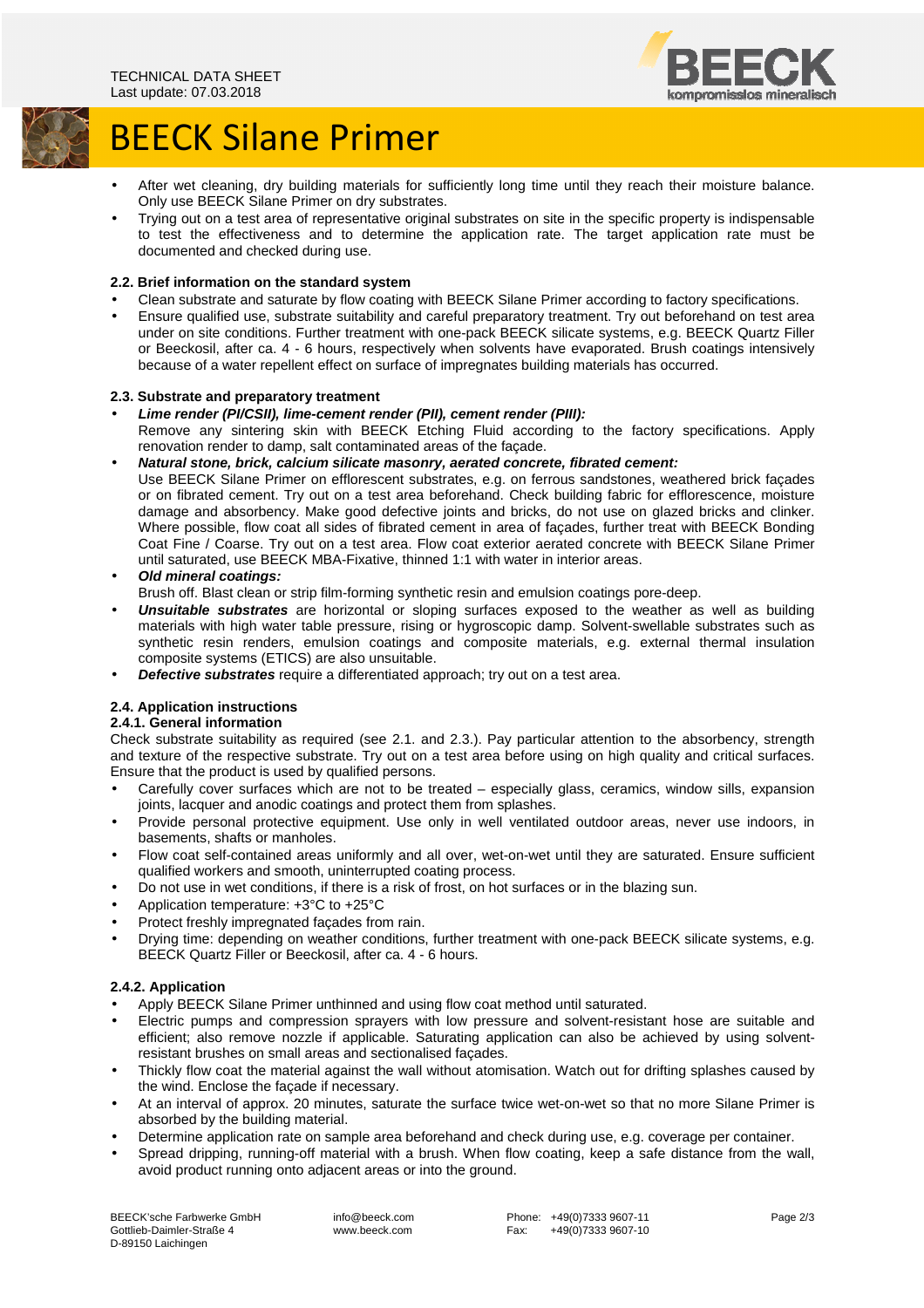- After wet cleaning, dry building materials for sufficiently long time until they reach their moisture balance. Only use BEECK Silane Primer on dry substrates.
- Trying out on a test area of representative original substrates on site in the specific property is indispensable to test the effectiveness and to determine the application rate. The target application rate must be documented and checked during use.

### 2.2. Brief information on the standard system

- Clean substrate and saturate by flow coating with BEECK Silane Primer according to factory specifications.
- Ensure qualified use, substrate suitability and careful preparatory treatment. Try out beforehand on test area under on site conditions. Further treatment with one-pack BEECK silicate systems, e.g. BEECK Quartz Filler or Beeckosil, after ca. 4 - 6 hours, respectively when solvents have evaporated. Brush coatings intensively because of a water repellent effect on surface of impregnates building materials has occurred.

### 2.3. Substrate and preparatory treatment

- ***Lime render (PI/CSII), lime-cement render (PII), cement render (PIII):***
  Remove any sintering skin with BEECK Etching Fluid according to the factory specifications. Apply renovation render to damp, salt contaminated areas of the façade.
- ***Natural stone, brick, calcium silicate masonry, aerated concrete, fibrated cement:***
  Use BEECK Silane Primer on efflorescent substrates, e.g. on ferrous sandstones, weathered brick façades or on fibrated cement. Try out on a test area beforehand. Check building fabric for efflorescence, moisture damage and absorbency. Make good defective joints and bricks, do not use on glazed bricks and clinker. Where possible, flow coat all sides of fibrated cement in area of façades, further treat with BEECK Bonding Coat Fine / Coarse. Try out on a test area. Flow coat exterior aerated concrete with BEECK Silane Primer until saturated, use BEECK MBA-Fixative, thinned 1:1 with water in interior areas.
- ***Old mineral coatings:***
  Brush off. Blast clean or strip film-forming synthetic resin and emulsion coatings pore-deep.
- ***Unsuitable substrates*** are horizontal or sloping surfaces exposed to the weather as well as building materials with high water table pressure, rising or hygroscopic damp. Solvent-swellable substrates such as synthetic resin renders, emulsion coatings and composite materials, e.g. external thermal insulation composite systems (ETICS) are also unsuitable.
- ***Defective substrates*** require a differentiated approach; try out on a test area.

### 2.4. Application instructions

#### 2.4.1. General information

Check substrate suitability as required (see 2.1. and 2.3.). Pay particular attention to the absorbency, strength and texture of the respective substrate. Try out on a test area before using on high quality and critical surfaces. Ensure that the product is used by qualified persons.

- Carefully cover surfaces which are not to be treated – especially glass, ceramics, window sills, expansion joints, lacquer and anodic coatings and protect them from splashes.
- Provide personal protective equipment. Use only in well ventilated outdoor areas, never use indoors, in basements, shafts or manholes.
- Flow coat self-contained areas uniformly and all over, wet-on-wet until they are saturated. Ensure sufficient qualified workers and smooth, uninterrupted coating process.
- Do not use in wet conditions, if there is a risk of frost, on hot surfaces or in the blazing sun.
- Application temperature: +3°C to +25°C
- Protect freshly impregnated façades from rain.
- Drying time: depending on weather conditions, further treatment with one-pack BEECK silicate systems, e.g. BEECK Quartz Filler or Beeckosil, after ca. 4 - 6 hours.

#### 2.4.2. Application

- Apply BEECK Silane Primer unthinned and using flow coat method until saturated.
- Electric pumps and compression sprayers with low pressure and solvent-resistant hose are suitable and efficient; also remove nozzle if applicable. Saturating application can also be achieved by using solvent-resistant brushes on small areas and sectionalised façades.
- Thickly flow coat the material against the wall without atomisation. Watch out for drifting splashes caused by the wind. Enclose the façade if necessary.
- At an interval of approx. 20 minutes, saturate the surface twice wet-on-wet so that no more Silane Primer is absorbed by the building material.
- Determine application rate on sample area beforehand and check during use, e.g. coverage per container.
- Spread dripping, running-off material with a brush. When flow coating, keep a safe distance from the wall, avoid product running onto adjacent areas or into the ground.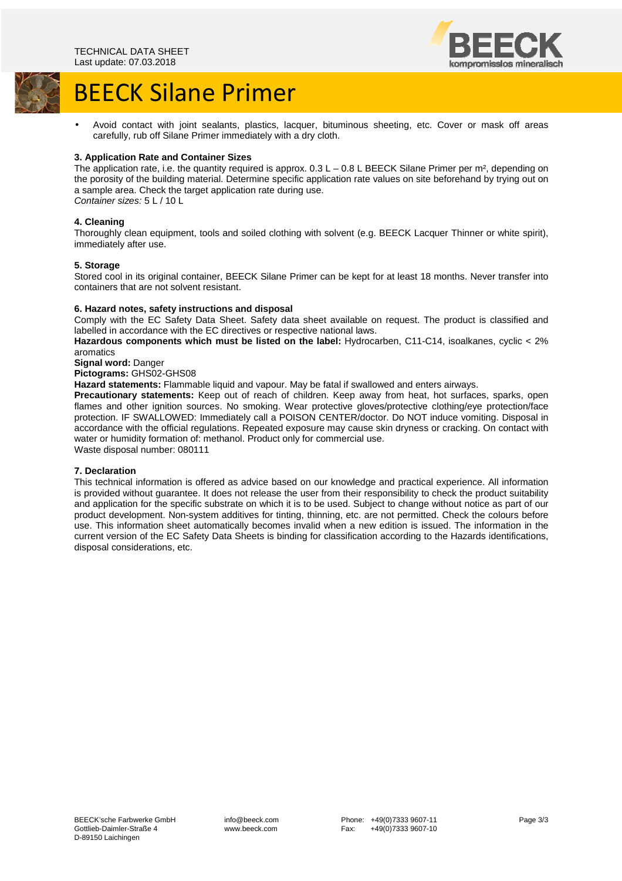- Avoid contact with joint sealants, plastics, lacquer, bituminous sheeting, etc. Cover or mask off areas carefully, rub off Silane Primer immediately with a dry cloth.

### 3. Application Rate and Container Sizes

The application rate, i.e. the quantity required is approx. 0.3 L – 0.8 L BEECK Silane Primer per m², depending on the porosity of the building material. Determine specific application rate values on site beforehand by trying out on a sample area. Check the target application rate during use.
*Container sizes:* 5 L / 10 L

### 4. Cleaning

Thoroughly clean equipment, tools and soiled clothing with solvent (e.g. BEECK Lacquer Thinner or white spirit), immediately after use.

### 5. Storage

Stored cool in its original container, BEECK Silane Primer can be kept for at least 18 months. Never transfer into containers that are not solvent resistant.

### 6. Hazard notes, safety instructions and disposal

Comply with the EC Safety Data Sheet. Safety data sheet available on request. The product is classified and labelled in accordance with the EC directives or respective national laws.
**Hazardous components which must be listed on the label:** Hydrocarben, C11-C14, isoalkanes, cyclic < 2% aromatics
**Signal word:** Danger
**Pictograms:** GHS02-GHS08
**Hazard statements:** Flammable liquid and vapour. May be fatal if swallowed and enters airways.
**Precautionary statements:** Keep out of reach of children. Keep away from heat, hot surfaces, sparks, open flames and other ignition sources. No smoking. Wear protective gloves/protective clothing/eye protection/face protection. IF SWALLOWED: Immediately call a POISON CENTER/doctor. Do NOT induce vomiting. Disposal in accordance with the official regulations. Repeated exposure may cause skin dryness or cracking. On contact with water or humidity formation of: methanol. Product only for commercial use.
Waste disposal number: 080111

### 7. Declaration

This technical information is offered as advice based on our knowledge and practical experience. All information is provided without guarantee. It does not release the user from their responsibility to check the product suitability and application for the specific substrate on which it is to be used. Subject to change without notice as part of our product development. Non-system additives for tinting, thinning, etc. are not permitted. Check the colours before use. This information sheet automatically becomes invalid when a new edition is issued. The information in the current version of the EC Safety Data Sheets is binding for classification according to the Hazards identifications, disposal considerations, etc.